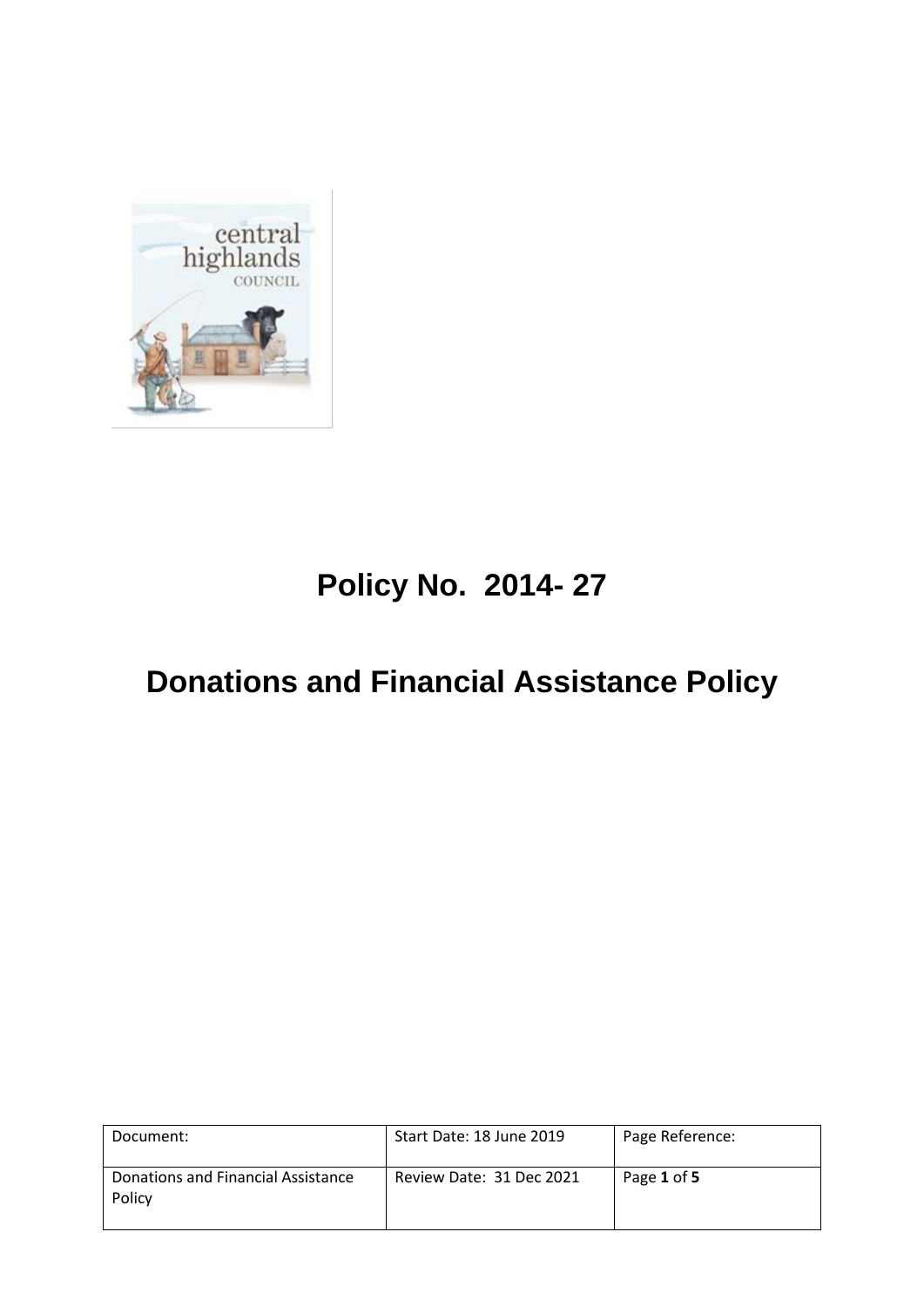# Policy No. 2014- 27

# Donations and Financial Assistance Policy

| Document: | Start Date: 18 June 2019 | Page Reference: |
| --- | --- | --- |
| Donations and Financial Assistance Policy | Review Date: 31 Dec 2021 | Page **1** of **5** |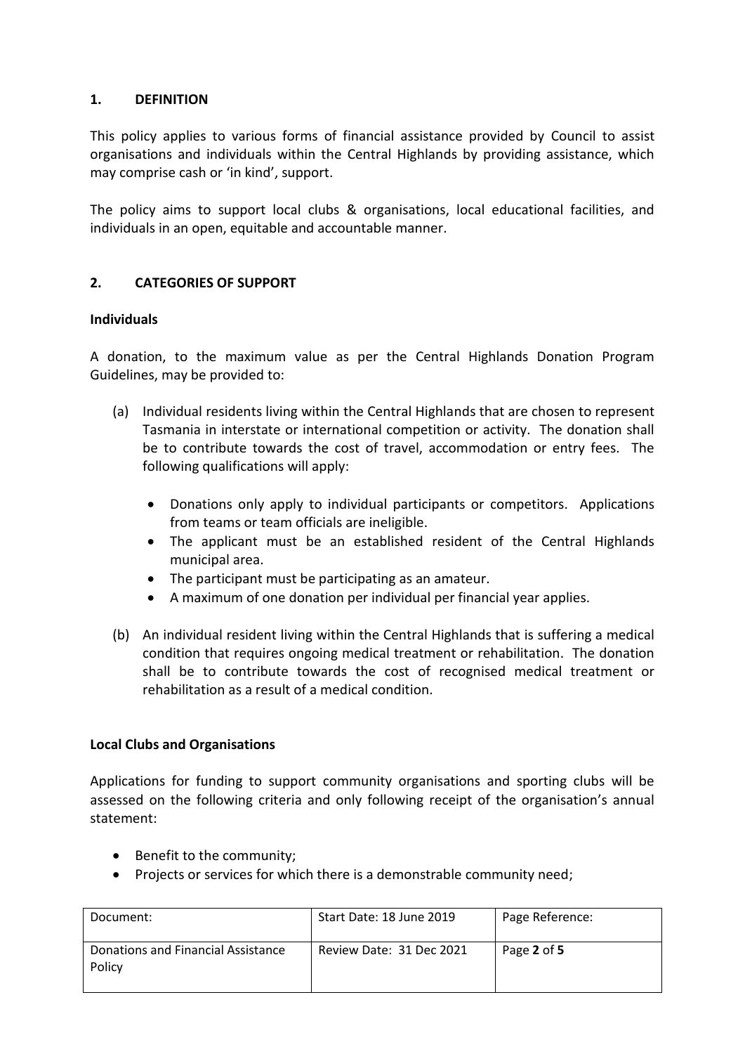## 1. DEFINITION

This policy applies to various forms of financial assistance provided by Council to assist organisations and individuals within the Central Highlands by providing assistance, which may comprise cash or 'in kind', support.

The policy aims to support local clubs & organisations, local educational facilities, and individuals in an open, equitable and accountable manner.

## 2. CATEGORIES OF SUPPORT

### Individuals

A donation, to the maximum value as per the Central Highlands Donation Program Guidelines, may be provided to:

(a) Individual residents living within the Central Highlands that are chosen to represent Tasmania in interstate or international competition or activity. The donation shall be to contribute towards the cost of travel, accommodation or entry fees. The following qualifications will apply:

- Donations only apply to individual participants or competitors. Applications from teams or team officials are ineligible.
- The applicant must be an established resident of the Central Highlands municipal area.
- The participant must be participating as an amateur.
- A maximum of one donation per individual per financial year applies.

(b) An individual resident living within the Central Highlands that is suffering a medical condition that requires ongoing medical treatment or rehabilitation. The donation shall be to contribute towards the cost of recognised medical treatment or rehabilitation as a result of a medical condition.

### Local Clubs and Organisations

Applications for funding to support community organisations and sporting clubs will be assessed on the following criteria and only following receipt of the organisation's annual statement:

- Benefit to the community;
- Projects or services for which there is a demonstrable community need;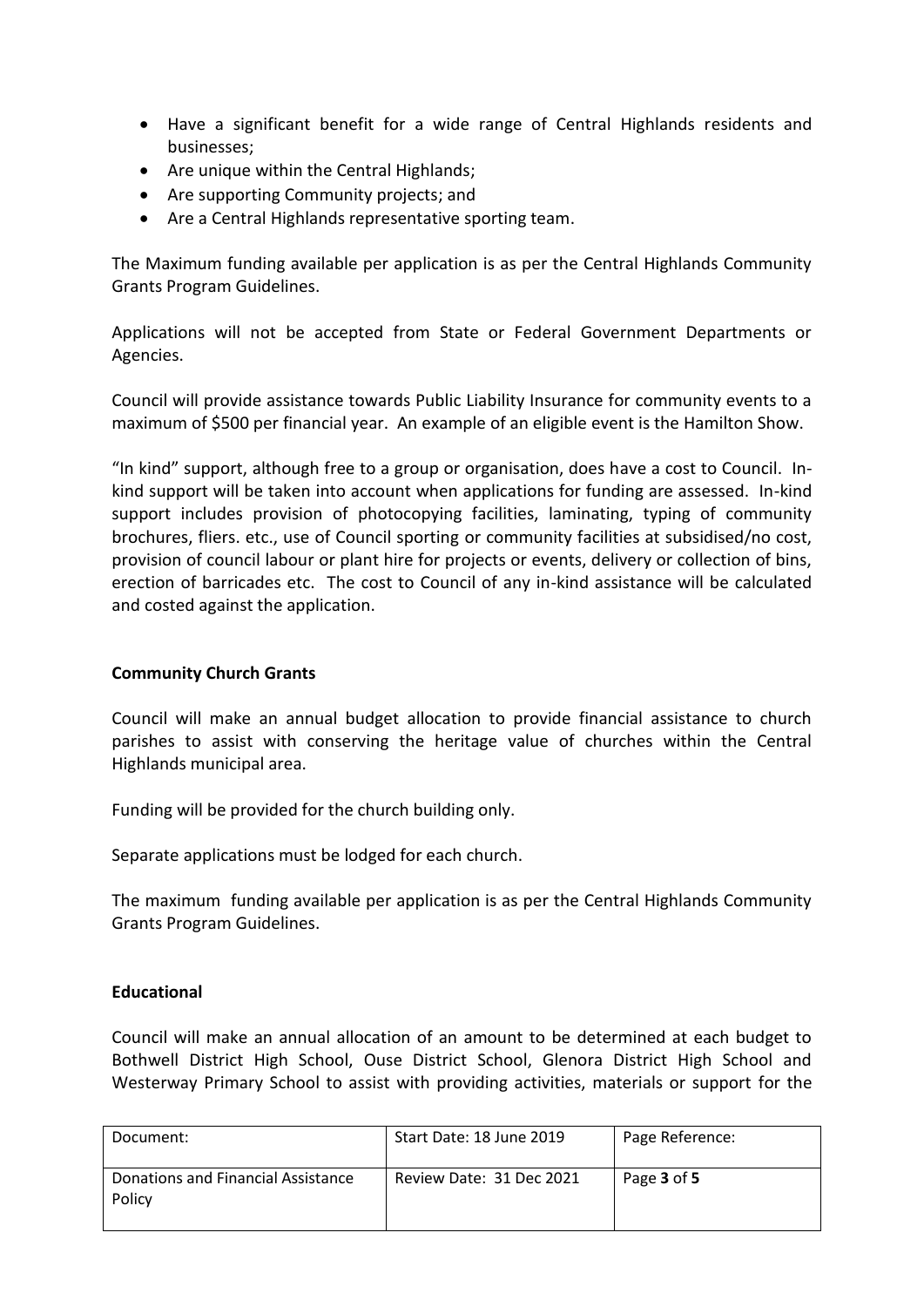- Have a significant benefit for a wide range of Central Highlands residents and businesses;
- Are unique within the Central Highlands;
- Are supporting Community projects; and
- Are a Central Highlands representative sporting team.

The Maximum funding available per application is as per the Central Highlands Community Grants Program Guidelines.

Applications will not be accepted from State or Federal Government Departments or Agencies.

Council will provide assistance towards Public Liability Insurance for community events to a maximum of $500 per financial year. An example of an eligible event is the Hamilton Show.

"In kind" support, although free to a group or organisation, does have a cost to Council. In-kind support will be taken into account when applications for funding are assessed. In-kind support includes provision of photocopying facilities, laminating, typing of community brochures, fliers. etc., use of Council sporting or community facilities at subsidised/no cost, provision of council labour or plant hire for projects or events, delivery or collection of bins, erection of barricades etc. The cost to Council of any in-kind assistance will be calculated and costed against the application.

**Community Church Grants**

Council will make an annual budget allocation to provide financial assistance to church parishes to assist with conserving the heritage value of churches within the Central Highlands municipal area.

Funding will be provided for the church building only.

Separate applications must be lodged for each church.

The maximum funding available per application is as per the Central Highlands Community Grants Program Guidelines.

**Educational**

Council will make an annual allocation of an amount to be determined at each budget to Bothwell District High School, Ouse District School, Glenora District High School and Westerway Primary School to assist with providing activities, materials or support for the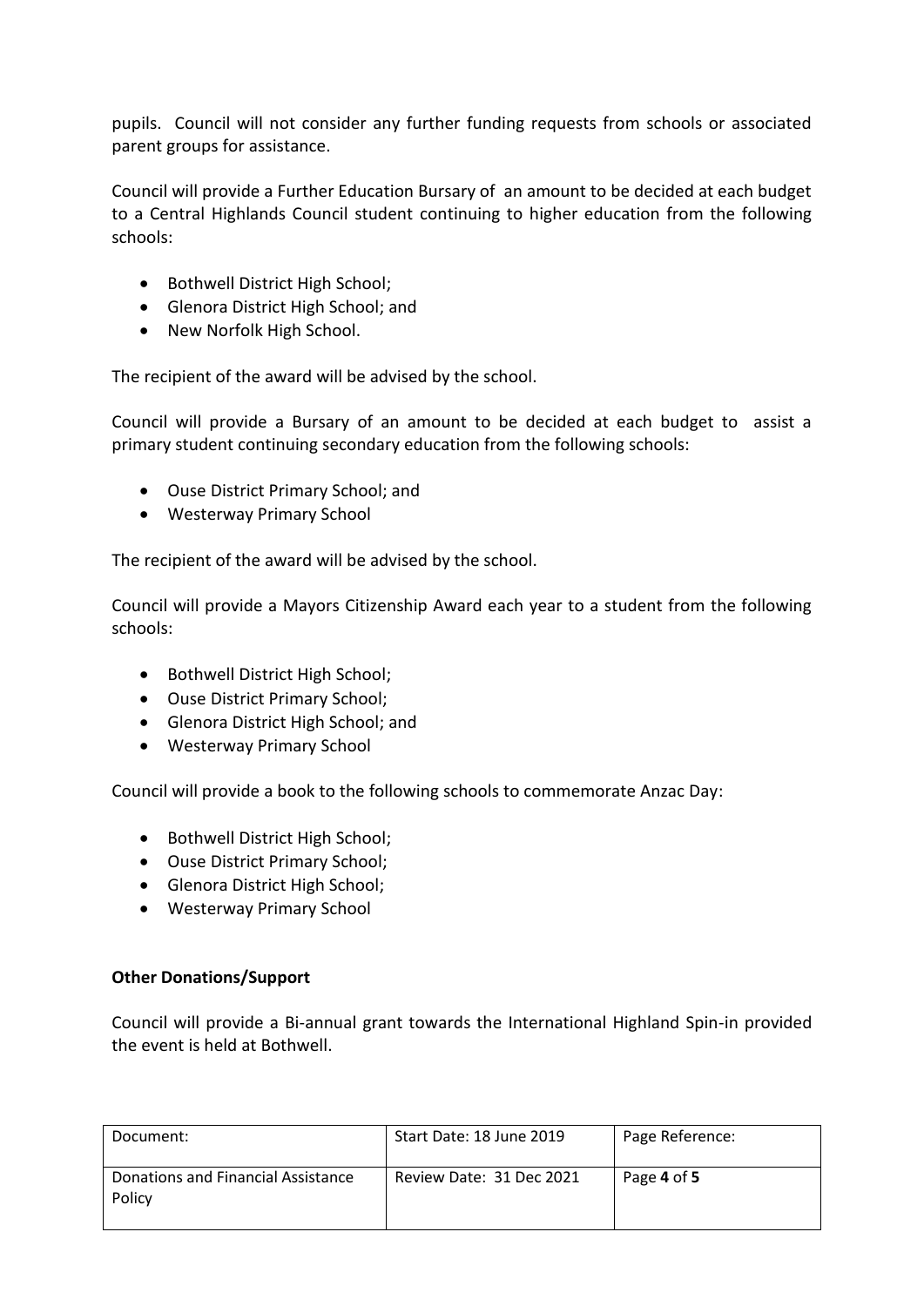pupils. Council will not consider any further funding requests from schools or associated parent groups for assistance.

Council will provide a Further Education Bursary of an amount to be decided at each budget to a Central Highlands Council student continuing to higher education from the following schools:

- Bothwell District High School;
- Glenora District High School; and
- New Norfolk High School.

The recipient of the award will be advised by the school.

Council will provide a Bursary of an amount to be decided at each budget to assist a primary student continuing secondary education from the following schools:

- Ouse District Primary School; and
- Westerway Primary School

The recipient of the award will be advised by the school.

Council will provide a Mayors Citizenship Award each year to a student from the following schools:

- Bothwell District High School;
- Ouse District Primary School;
- Glenora District High School; and
- Westerway Primary School

Council will provide a book to the following schools to commemorate Anzac Day:

- Bothwell District High School;
- Ouse District Primary School;
- Glenora District High School;
- Westerway Primary School

**Other Donations/Support**

Council will provide a Bi-annual grant towards the International Highland Spin-in provided the event is held at Bothwell.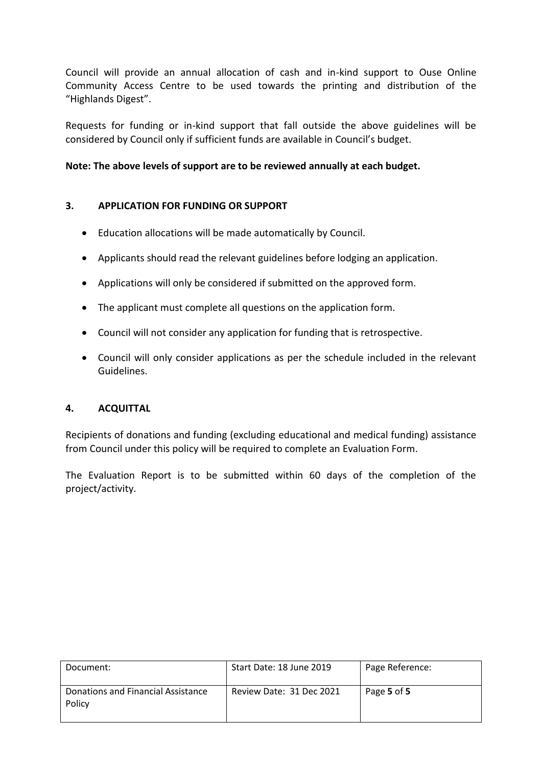Council will provide an annual allocation of cash and in-kind support to Ouse Online Community Access Centre to be used towards the printing and distribution of the "Highlands Digest".

Requests for funding or in-kind support that fall outside the above guidelines will be considered by Council only if sufficient funds are available in Council's budget.

**Note: The above levels of support are to be reviewed annually at each budget.**

## 3. APPLICATION FOR FUNDING OR SUPPORT

- Education allocations will be made automatically by Council.
- Applicants should read the relevant guidelines before lodging an application.
- Applications will only be considered if submitted on the approved form.
- The applicant must complete all questions on the application form.
- Council will not consider any application for funding that is retrospective.
- Council will only consider applications as per the schedule included in the relevant Guidelines.

## 4. ACQUITTAL

Recipients of donations and funding (excluding educational and medical funding) assistance from Council under this policy will be required to complete an Evaluation Form.

The Evaluation Report is to be submitted within 60 days of the completion of the project/activity.